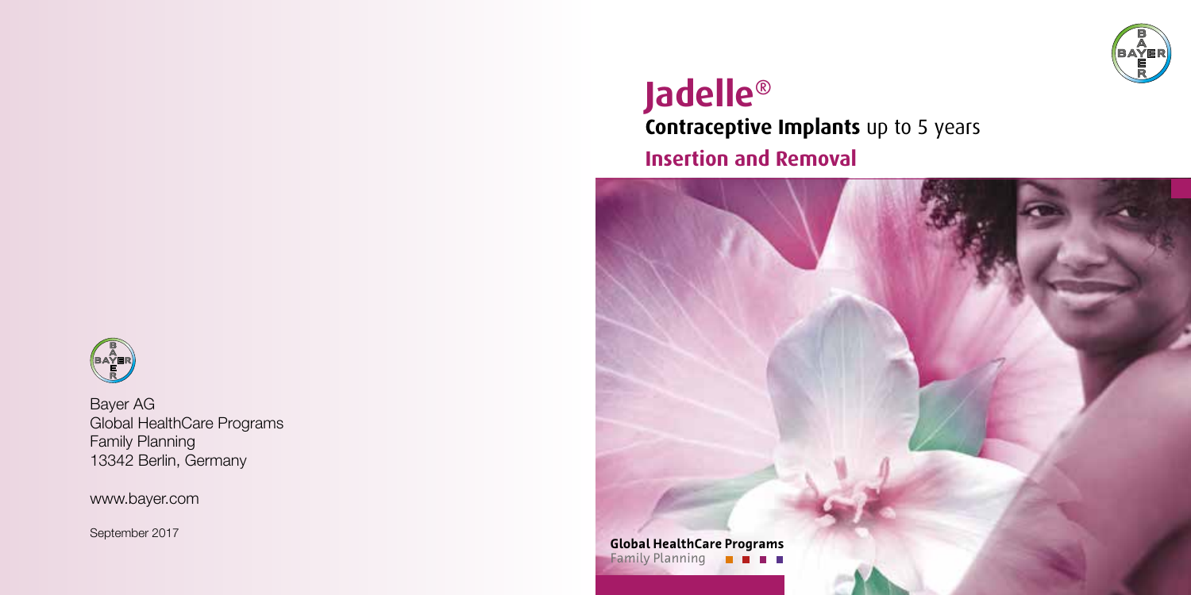# Jadelle®

## Contraceptive Implants up to 5 years

## Insertion and Removal

**Global HealthCare Programs**
Family Planning

Bayer AG
Global HealthCare Programs
Family Planning
13342 Berlin, Germany

www.bayer.com

September 2017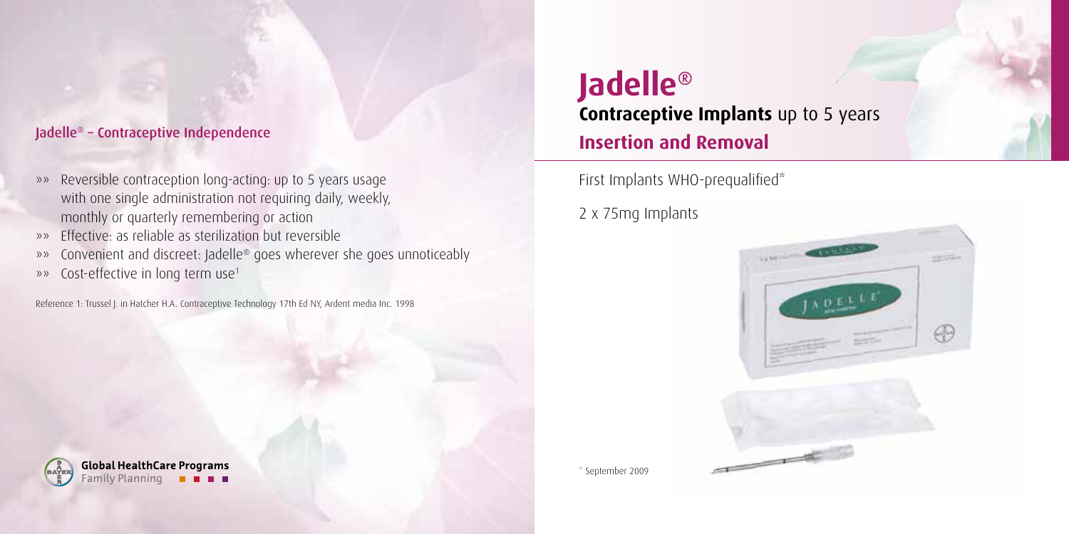## Jadelle® – Contraceptive Independence

- »» Reversible contraception long-acting: up to 5 years usage with one single administration not requiring daily, weekly, monthly or quarterly remembering or action
- »» Effective: as reliable as sterilization but reversible
- »» Convenient and discreet: Jadelle® goes wherever she goes unnoticeably
- »» Cost-effective in long term use[1]

Reference 1: Trussel J. in Hatcher H.A. Contraceptive Technology 17th Ed NY, Ardent media Inc. 1998

**Global HealthCare Programs**
Family Planning

# Jadelle®

## Contraceptive Implants up to 5 years

## Insertion and Removal

First Implants WHO-prequalified*

2 x 75mg Implants

\* September 2009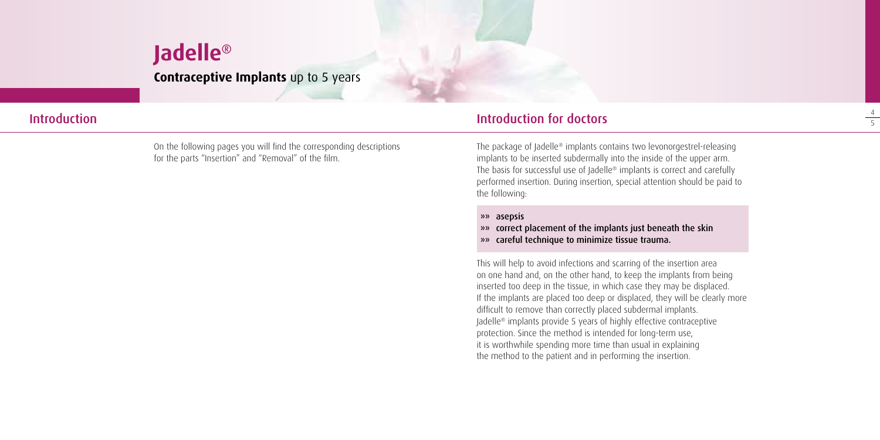# Jadelle®

**Contraceptive Implants** up to 5 years

## Introduction

On the following pages you will find the corresponding descriptions for the parts "Insertion" and "Removal" of the film.

## Introduction for doctors

The package of Jadelle® implants contains two levonorgestrel-releasing implants to be inserted subdermally into the inside of the upper arm. The basis for successful use of Jadelle® implants is correct and carefully performed insertion. During insertion, special attention should be paid to the following:

- asepsis
- correct placement of the implants just beneath the skin
- careful technique to minimize tissue trauma.

This will help to avoid infections and scarring of the insertion area on one hand and, on the other hand, to keep the implants from being inserted too deep in the tissue, in which case they may be displaced. If the implants are placed too deep or displaced, they will be clearly more difficult to remove than correctly placed subdermal implants. Jadelle® implants provide 5 years of highly effective contraceptive protection. Since the method is intended for long-term use, it is worthwhile spending more time than usual in explaining the method to the patient and in performing the insertion.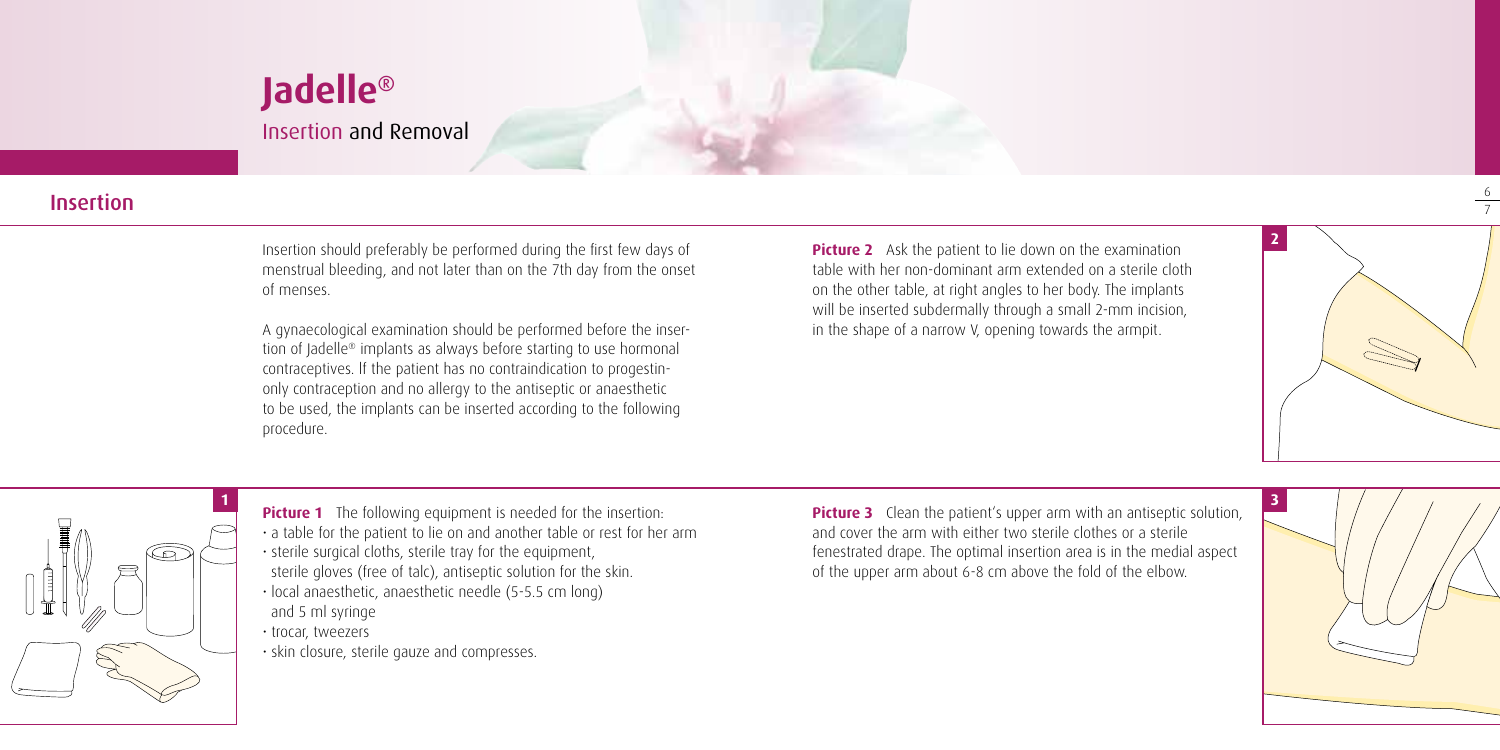# Jadelle®

Insertion and Removal

## Insertion

Insertion should preferably be performed during the first few days of menstrual bleeding, and not later than on the 7th day from the onset of menses.

A gynaecological examination should be performed before the insertion of Jadelle® implants as always before starting to use hormonal contraceptives. If the patient has no contraindication to progestin-only contraception and no allergy to the antiseptic or anaesthetic to be used, the implants can be inserted according to the following procedure.

**Picture 1** The following equipment is needed for the insertion:

- a table for the patient to lie on and another table or rest for her arm
- sterile surgical cloths, sterile tray for the equipment, sterile gloves (free of talc), antiseptic solution for the skin.
- local anaesthetic, anaesthetic needle (5-5.5 cm long) and 5 ml syringe
- trocar, tweezers
- skin closure, sterile gauze and compresses.

**Picture 2** Ask the patient to lie down on the examination table with her non-dominant arm extended on a sterile cloth on the other table, at right angles to her body. The implants will be inserted subdermally through a small 2-mm incision, in the shape of a narrow V, opening towards the armpit.

**Picture 3** Clean the patient's upper arm with an antiseptic solution, and cover the arm with either two sterile clothes or a sterile fenestrated drape. The optimal insertion area is in the medial aspect of the upper arm about 6-8 cm above the fold of the elbow.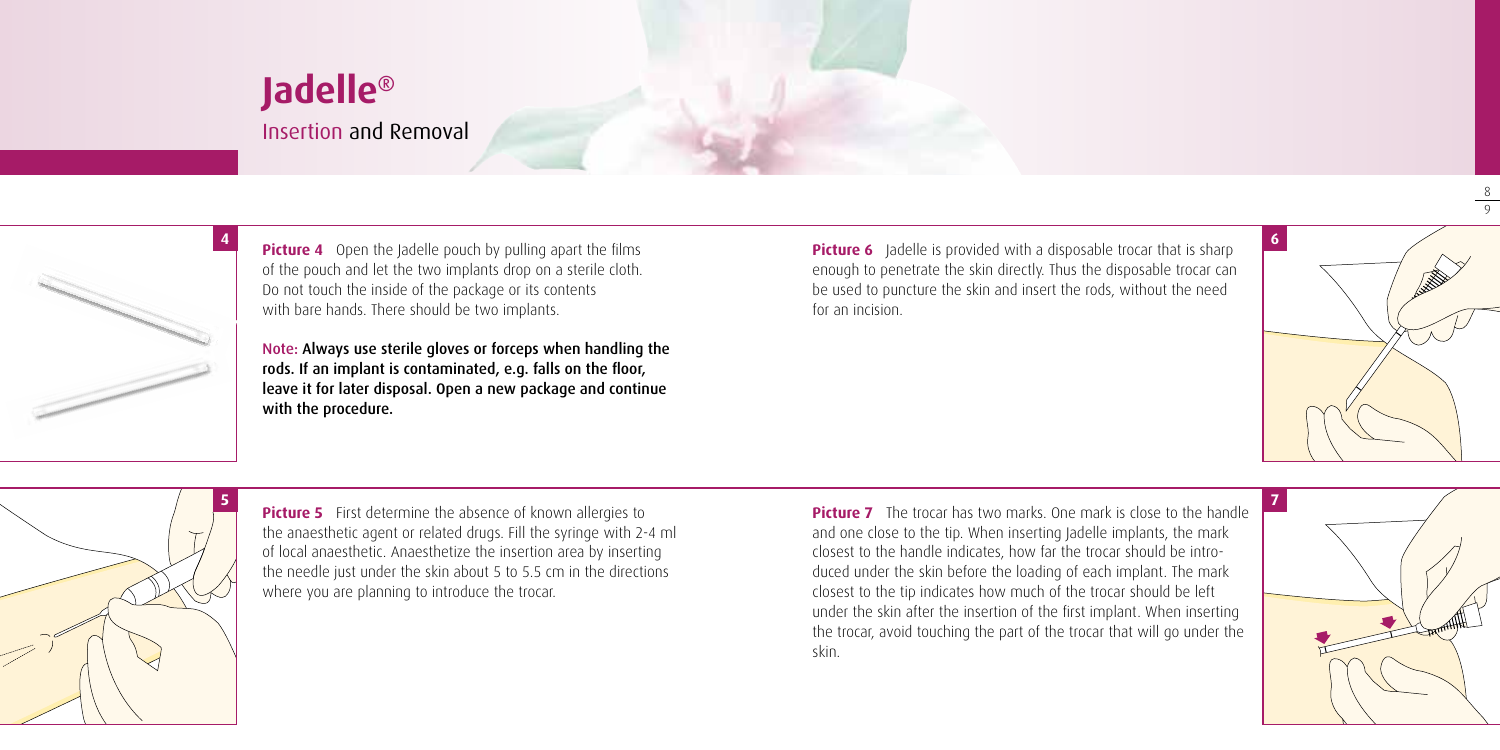**Picture 4** Open the Jadelle pouch by pulling apart the films of the pouch and let the two implants drop on a sterile cloth. Do not touch the inside of the package or its contents with bare hands. There should be two implants.

Note: **Always use sterile gloves or forceps when handling the rods. If an implant is contaminated, e.g. falls on the floor, leave it for later disposal. Open a new package and continue with the procedure.**

**Picture 5** First determine the absence of known allergies to the anaesthetic agent or related drugs. Fill the syringe with 2-4 ml of local anaesthetic. Anaesthetize the insertion area by inserting the needle just under the skin about 5 to 5.5 cm in the directions where you are planning to introduce the trocar.

**Picture 6** Jadelle is provided with a disposable trocar that is sharp enough to penetrate the skin directly. Thus the disposable trocar can be used to puncture the skin and insert the rods, without the need for an incision.

**Picture 7** The trocar has two marks. One mark is close to the handle and one close to the tip. When inserting Jadelle implants, the mark closest to the handle indicates, how far the trocar should be introduced under the skin before the loading of each implant. The mark closest to the tip indicates how much of the trocar should be left under the skin after the insertion of the first implant. When inserting the trocar, avoid touching the part of the trocar that will go under the skin.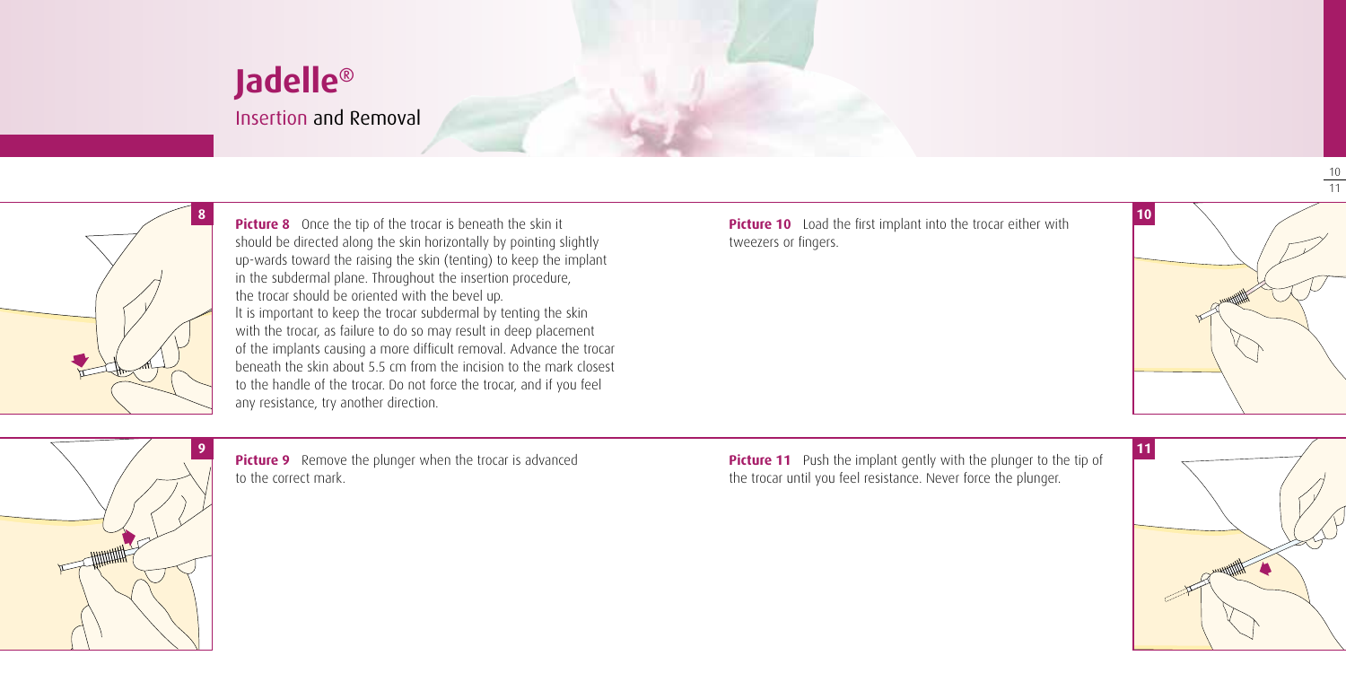**Picture 8** Once the tip of the trocar is beneath the skin it should be directed along the skin horizontally by pointing slightly up-wards toward the raising the skin (tenting) to keep the implant in the subdermal plane. Throughout the insertion procedure, the trocar should be oriented with the bevel up.
It is important to keep the trocar subdermal by tenting the skin with the trocar, as failure to do so may result in deep placement of the implants causing a more difficult removal. Advance the trocar beneath the skin about 5.5 cm from the incision to the mark closest to the handle of the trocar. Do not force the trocar, and if you feel any resistance, try another direction.

**Picture 9** Remove the plunger when the trocar is advanced to the correct mark.

**Picture 10** Load the first implant into the trocar either with tweezers or fingers.

**Picture 11** Push the implant gently with the plunger to the tip of the trocar until you feel resistance. Never force the plunger.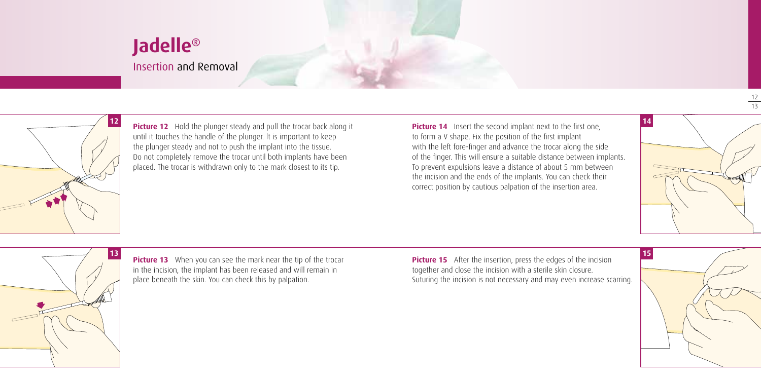# Jadelle®

Insertion and Removal

**Picture 12** Hold the plunger steady and pull the trocar back along it until it touches the handle of the plunger. It is important to keep the plunger steady and not to push the implant into the tissue. Do not completely remove the trocar until both implants have been placed. The trocar is withdrawn only to the mark closest to its tip.

**Picture 13** When you can see the mark near the tip of the trocar in the incision, the implant has been released and will remain in place beneath the skin. You can check this by palpation.

**Picture 14** Insert the second implant next to the first one, to form a V shape. Fix the position of the first implant with the left fore-finger and advance the trocar along the side of the finger. This will ensure a suitable distance between implants. To prevent expulsions leave a distance of about 5 mm between the incision and the ends of the implants. You can check their correct position by cautious palpation of the insertion area.

**Picture 15** After the insertion, press the edges of the incision together and close the incision with a sterile skin closure. Suturing the incision is not necessary and may even increase scarring.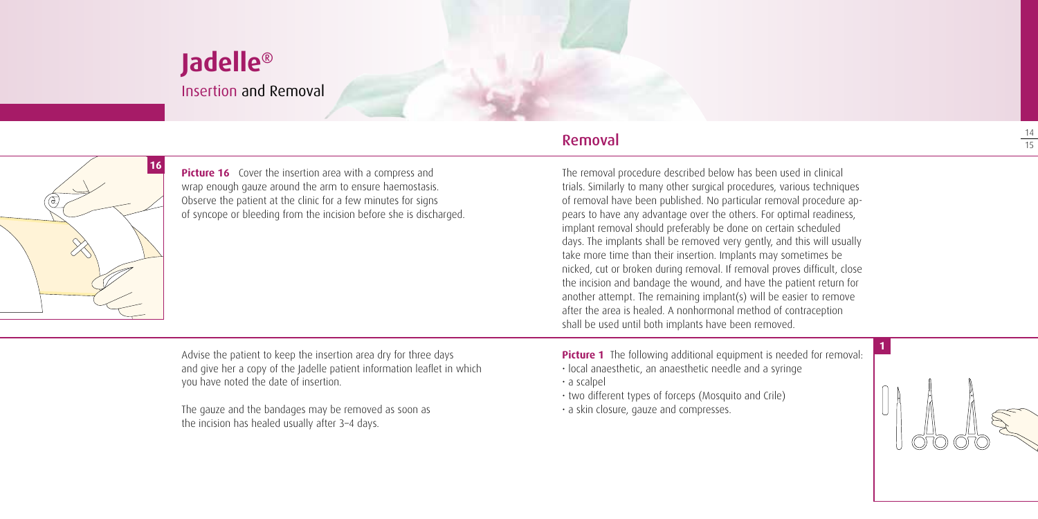**Picture 16** Cover the insertion area with a compress and wrap enough gauze around the arm to ensure haemostasis. Observe the patient at the clinic for a few minutes for signs of syncope or bleeding from the incision before she is discharged.

Advise the patient to keep the insertion area dry for three days and give her a copy of the Jadelle patient information leaflet in which you have noted the date of insertion.

The gauze and the bandages may be removed as soon as the incision has healed usually after 3–4 days.

## Removal

The removal procedure described below has been used in clinical trials. Similarly to many other surgical procedures, various techniques of removal have been published. No particular removal procedure appears to have any advantage over the others. For optimal readiness, implant removal should preferably be done on certain scheduled days. The implants shall be removed very gently, and this will usually take more time than their insertion. Implants may sometimes be nicked, cut or broken during removal. If removal proves difficult, close the incision and bandage the wound, and have the patient return for another attempt. The remaining implant(s) will be easier to remove after the area is healed. A nonhormonal method of contraception shall be used until both implants have been removed.

**Picture 1** The following additional equipment is needed for removal:

- local anaesthetic, an anaesthetic needle and a syringe
- a scalpel
- two different types of forceps (Mosquito and Crile)
- a skin closure, gauze and compresses.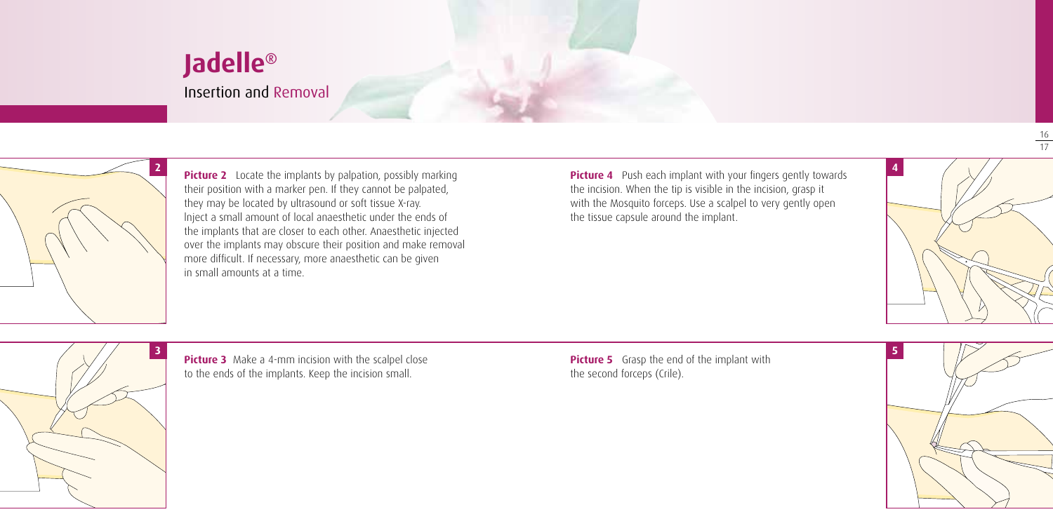# Jadelle®

Insertion and Removal

**Picture 2** Locate the implants by palpation, possibly marking their position with a marker pen. If they cannot be palpated, they may be located by ultrasound or soft tissue X-ray. Inject a small amount of local anaesthetic under the ends of the implants that are closer to each other. Anaesthetic injected over the implants may obscure their position and make removal more difficult. If necessary, more anaesthetic can be given in small amounts at a time.

**Picture 3** Make a 4-mm incision with the scalpel close to the ends of the implants. Keep the incision small.

**Picture 4** Push each implant with your fingers gently towards the incision. When the tip is visible in the incision, grasp it with the Mosquito forceps. Use a scalpel to very gently open the tissue capsule around the implant.

**Picture 5** Grasp the end of the implant with the second forceps (Crile).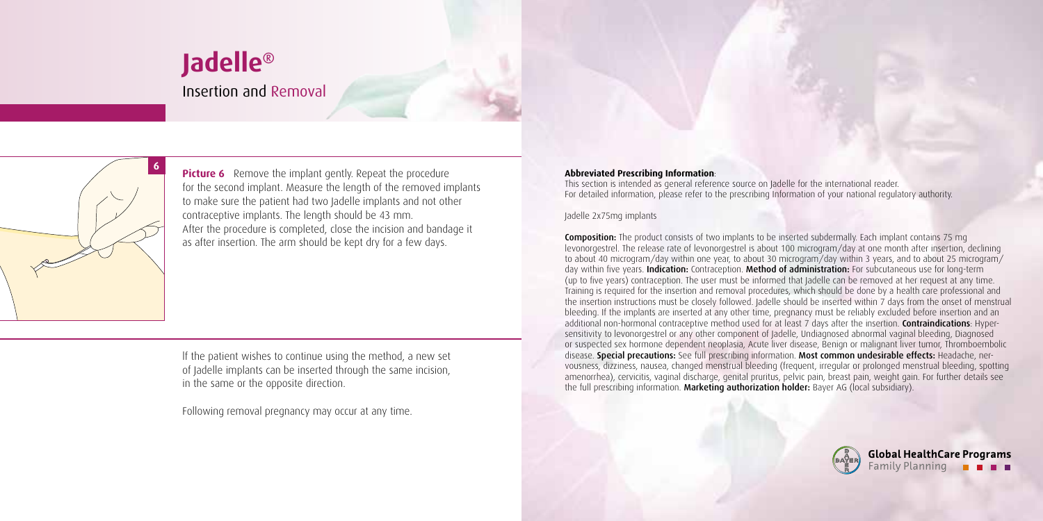# Jadelle®

Insertion and Removal

6

**Picture 6** Remove the implant gently. Repeat the procedure for the second implant. Measure the length of the removed implants to make sure the patient had two Jadelle implants and not other contraceptive implants. The length should be 43 mm. After the procedure is completed, close the incision and bandage it as after insertion. The arm should be kept dry for a few days.

If the patient wishes to continue using the method, a new set of Jadelle implants can be inserted through the same incision, in the same or the opposite direction.

Following removal pregnancy may occur at any time.

**Abbreviated Prescribing Information**:
This section is intended as general reference source on Jadelle for the international reader. For detailed information, please refer to the prescribing Information of your national regulatory authority.

Jadelle 2x75mg implants

**Composition:** The product consists of two implants to be inserted subdermally. Each implant contains 75 mg levonorgestrel. The release rate of levonorgestrel is about 100 microgram/day at one month after insertion, declining to about 40 microgram/day within one year, to about 30 microgram/day within 3 years, and to about 25 microgram/day within five years. **Indication:** Contraception. **Method of administration:** For subcutaneous use for long-term (up to five years) contraception. The user must be informed that Jadelle can be removed at her request at any time. Training is required for the insertion and removal procedures, which should be done by a health care professional and the insertion instructions must be closely followed. Jadelle should be inserted within 7 days from the onset of menstrual bleeding. If the implants are inserted at any other time, pregnancy must be reliably excluded before insertion and an additional non-hormonal contraceptive method used for at least 7 days after the insertion. **Contraindications**: Hypersensitivity to levonorgestrel or any other component of Jadelle, Undiagnosed abnormal vaginal bleeding, Diagnosed or suspected sex hormone dependent neoplasia, Acute liver disease, Benign or malignant liver tumor, Thromboembolic disease. **Special precautions:** See full prescribing information. **Most common undesirable effects:** Headache, nervousness, dizziness, nausea, changed menstrual bleeding (frequent, irregular or prolonged menstrual bleeding, spotting amenorrhea), cervicitis, vaginal discharge, genital pruritus, pelvic pain, breast pain, weight gain. For further details see the full prescribing information. **Marketing authorization holder:** Bayer AG (local subsidiary).

**Global HealthCare Programs**
Family Planning